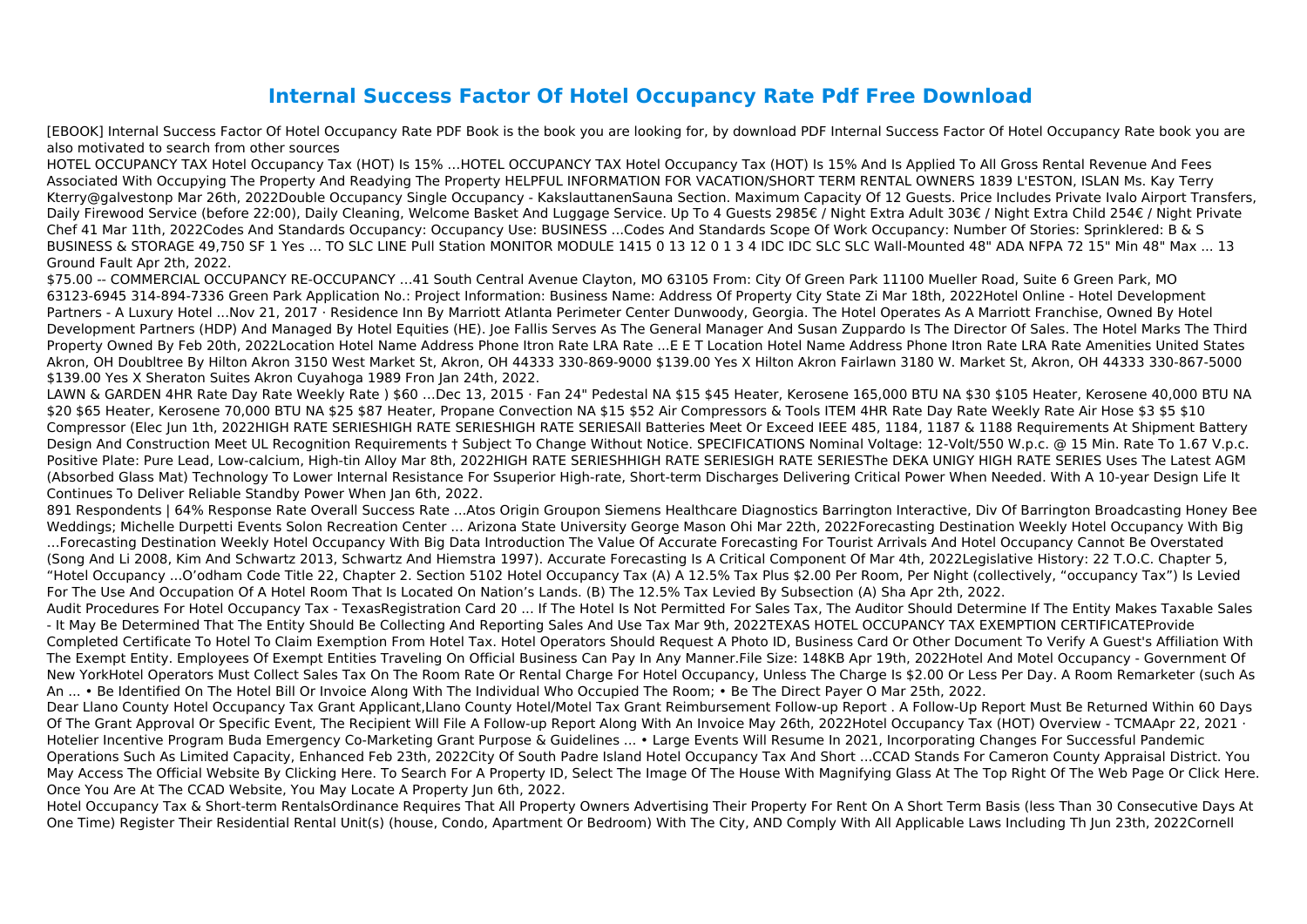# Internal Success Factor Of Hotel Occupancy Rate Pdf Free Download

[EBOOK] Internal Success Factor Of Hotel Occupancy Rate PDF Book is the book you are looking for, by download PDF Internal Success Factor Of Hotel Occupancy Rate book you are also motivated to search from other sources

HOTEL OCCUPANCY TAX Hotel Occupancy Tax (HOT) Is 15% ...HOTEL OCCUPANCY TAX Hotel Occupancy Tax (HOT) Is 15% And Is Applied To All Gross Rental Revenue And Fees Associated With Occupying The Property And Readying The Property HELPFUL INFORMATION FOR VACATION/SHORT TERM RENTAL OWNERS 1839 L'ESTON, ISLAN Ms. Kay Terry Kterry@galvestonp Mar 26th, 2022Double Occupancy Single Occupancy - KakslauttanenSauna Section. Maximum Capacity Of 12 Guests. Price Includes Private Ivalo Airport Transfers, Daily Firewood Service (before 22:00), Daily Cleaning, Welcome Basket And Luggage Service. Up To 4 Guests 2985€ / Night Extra Adult 303€ / Night Extra Child 254€ / Night Private Chef 41 Mar 11th, 2022Codes And Standards Occupancy: Occupancy Use: BUSINESS ...Codes And Standards Scope Of Work Occupancy: Number Of Stories: Sprinklered: B & S BUSINESS & STORAGE 49,750 SF 1 Yes ... TO SLC LINE Pull Station MONITOR MODULE 1415 0 13 12 0 1 3 4 IDC IDC SLC SLC Wall-Mounted 48" ADA NFPA 72 15" Min 48" Max ... 13 Ground Fault Apr 2th, 2022.

$75.00 -- COMMERCIAL OCCUPANCY RE-OCCUPANCY ...41 South Central Avenue Clayton, MO 63105 From: City Of Green Park 11100 Mueller Road, Suite 6 Green Park, MO 63123-6945 314-894-7336 Green Park Application No.: Project Information: Business Name: Address Of Property City State Zi Mar 18th, 2022Hotel Online - Hotel Development Partners - A Luxury Hotel ...Nov 21, 2017 · Residence Inn By Marriott Atlanta Perimeter Center Dunwoody, Georgia. The Hotel Operates As A Marriott Franchise, Owned By Hotel Development Partners (HDP) And Managed By Hotel Equities (HE). Joe Fallis Serves As The General Manager And Susan Zuppardo Is The Director Of Sales. The Hotel Marks The Third Property Owned By Feb 20th, 2022Location Hotel Name Address Phone Itron Rate LRA Rate ...E E T Location Hotel Name Address Phone Itron Rate LRA Rate Amenities United States Akron, OH Doubltree By Hilton Akron 3150 West Market St, Akron, OH 44333 330-869-9000 $139.00 Yes X Hilton Akron Fairlawn 3180 W. Market St, Akron, OH 44333 330-867-5000 $139.00 Yes X Sheraton Suites Akron Cuyahoga 1989 Fron Jan 24th, 2022.

LAWN & GARDEN 4HR Rate Day Rate Weekly Rate ) $60 ...Dec 13, 2015 · Fan 24" Pedestal NA $15 $45 Heater, Kerosene 165,000 BTU NA $30 $105 Heater, Kerosene 40,000 BTU NA $20 $65 Heater, Kerosene 70,000 BTU NA $25 $87 Heater, Propane Convection NA $15 $52 Air Compressors & Tools ITEM 4HR Rate Day Rate Weekly Rate Air Hose $3 $5 $10 Compressor (Elec Jun 1th, 2022HIGH RATE SERIESHIGH RATE SERIESHIGH RATE SERIESAll Batteries Meet Or Exceed IEEE 485, 1184, 1187 & 1188 Requirements At Shipment Battery Design And Construction Meet UL Recognition Requirements † Subject To Change Without Notice. SPECIFICATIONS Nominal Voltage: 12-Volt/550 W.p.c. @ 15 Min. Rate To 1.67 V.p.c. Positive Plate: Pure Lead, Low-calcium, High-tin Alloy Mar 8th, 2022HIGH RATE SERIESHHIGH RATE SERIESIGH RATE SERIESThe DEKA UNIGY HIGH RATE SERIES Uses The Latest AGM (Absorbed Glass Mat) Technology To Lower Internal Resistance For Ssuperior High-rate, Short-term Discharges Delivering Critical Power When Needed. With A 10-year Design Life It Continues To Deliver Reliable Standby Power When Jan 6th, 2022.

891 Respondents | 64% Response Rate Overall Success Rate ...Atos Origin Groupon Siemens Healthcare Diagnostics Barrington Interactive, Div Of Barrington Broadcasting Honey Bee Weddings; Michelle Durpetti Events Solon Recreation Center ... Arizona State University George Mason Ohi Mar 22th, 2022Forecasting Destination Weekly Hotel Occupancy With Big ...Forecasting Destination Weekly Hotel Occupancy With Big Data Introduction The Value Of Accurate Forecasting For Tourist Arrivals And Hotel Occupancy Cannot Be Overstated (Song And Li 2008, Kim And Schwartz 2013, Schwartz And Hiemstra 1997). Accurate Forecasting Is A Critical Component Of Mar 4th, 2022Legislative History: 22 T.O.C. Chapter 5, "Hotel Occupancy ...O'odham Code Title 22, Chapter 2. Section 5102 Hotel Occupancy Tax (A) A 12.5% Tax Plus $2.00 Per Room, Per Night (collectively, "occupancy Tax") Is Levied For The Use And Occupation Of A Hotel Room That Is Located On Nation's Lands. (B) The 12.5% Tax Levied By Subsection (A) Sha Apr 2th, 2022.

Audit Procedures For Hotel Occupancy Tax - TexasRegistration Card 20 ... If The Hotel Is Not Permitted For Sales Tax, The Auditor Should Determine If The Entity Makes Taxable Sales - It May Be Determined That The Entity Should Be Collecting And Reporting Sales And Use Tax Mar 9th, 2022TEXAS HOTEL OCCUPANCY TAX EXEMPTION CERTIFICATEProvide Completed Certificate To Hotel To Claim Exemption From Hotel Tax. Hotel Operators Should Request A Photo ID, Business Card Or Other Document To Verify A Guest's Affiliation With The Exempt Entity. Employees Of Exempt Entities Traveling On Official Business Can Pay In Any Manner.File Size: 148KB Apr 19th, 2022Hotel And Motel Occupancy - Government Of New YorkHotel Operators Must Collect Sales Tax On The Room Rate Or Rental Charge For Hotel Occupancy, Unless The Charge Is $2.00 Or Less Per Day. A Room Remarketer (such As An ... • Be Identified On The Hotel Bill Or Invoice Along With The Individual Who Occupied The Room; • Be The Direct Payer O Mar 25th, 2022.

Dear Llano County Hotel Occupancy Tax Grant Applicant,Llano County Hotel/Motel Tax Grant Reimbursement Follow-up Report . A Follow-Up Report Must Be Returned Within 60 Days Of The Grant Approval Or Specific Event, The Recipient Will File A Follow-up Report Along With An Invoice May 26th, 2022Hotel Occupancy Tax (HOT) Overview - TCMAApr 22, 2021 · Hotelier Incentive Program Buda Emergency Co-Marketing Grant Purpose & Guidelines ... • Large Events Will Resume In 2021, Incorporating Changes For Successful Pandemic Operations Such As Limited Capacity, Enhanced Feb 23th, 2022City Of South Padre Island Hotel Occupancy Tax And Short ...CCAD Stands For Cameron County Appraisal District. You May Access The Official Website By Clicking Here. To Search For A Property ID, Select The Image Of The House With Magnifying Glass At The Top Right Of The Web Page Or Click Here. Once You Are At The CCAD Website, You May Locate A Property Jun 6th, 2022.

Hotel Occupancy Tax & Short-term RentalsOrdinance Requires That All Property Owners Advertising Their Property For Rent On A Short Term Basis (less Than 30 Consecutive Days At One Time) Register Their Residential Rental Unit(s) (house, Condo, Apartment Or Bedroom) With The City, AND Comply With All Applicable Laws Including Th Jun 23th, 2022Cornell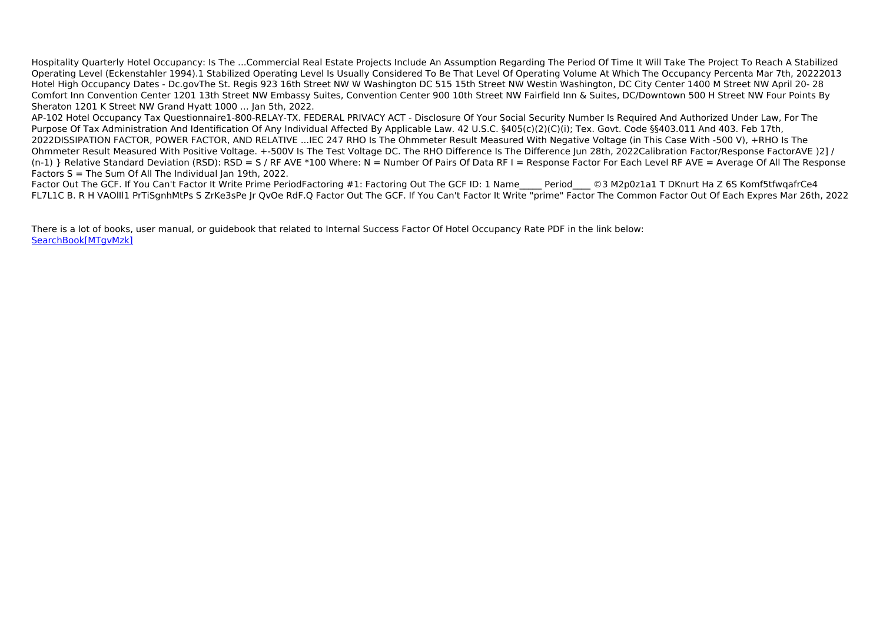Hospitality Quarterly Hotel Occupancy: Is The ...Commercial Real Estate Projects Include An Assumption Regarding The Period Of Time It Will Take The Project To Reach A Stabilized Operating Level (Eckenstahler 1994).1 Stabilized Operating Level Is Usually Considered To Be That Level Of Operating Volume At Which The Occupancy Percenta Mar 7th, 20222013 Hotel High Occupancy Dates - Dc.govThe St. Regis 923 16th Street NW W Washington DC 515 15th Street NW Westin Washington, DC City Center 1400 M Street NW April 20- 28 Comfort Inn Convention Center 1201 13th Street NW Embassy Suites, Convention Center 900 10th Street NW Fairfield Inn & Suites, DC/Downtown 500 H Street NW Four Points By Sheraton 1201 K Street NW Grand Hyatt 1000 ... Jan 5th, 2022.

AP-102 Hotel Occupancy Tax Questionnaire1-800-RELAY-TX. FEDERAL PRIVACY ACT - Disclosure Of Your Social Security Number Is Required And Authorized Under Law, For The Purpose Of Tax Administration And Identification Of Any Individual Affected By Applicable Law. 42 U.S.C. §405(c)(2)(C)(i); Tex. Govt. Code §§403.011 And 403. Feb 17th, 2022DISSIPATION FACTOR, POWER FACTOR, AND RELATIVE ...IEC 247 RHO Is The Ohmmeter Result Measured With Negative Voltage (in This Case With -500 V), +RHO Is The Ohmmeter Result Measured With Positive Voltage. +-500V Is The Test Voltage DC. The RHO Difference Is The Difference Jun 28th, 2022Calibration Factor/Response FactorAVE )2] / (n-1) } Relative Standard Deviation (RSD): RSD = S / RF AVE *100 Where: N = Number Of Pairs Of Data RF I = Response Factor For Each Level RF AVE = Average Of All The Response Factors S = The Sum Of All The Individual Jan 19th, 2022.

Factor Out The GCF. If You Can't Factor It Write Prime PeriodFactoring #1: Factoring Out The GCF ID: 1 Name_____ Period____ ©3 M2p0z1a1 T DKnurt Ha Z 6S Komf5tfwqafrCe4 FL7L1C B. R H VAOlll1 PrTiSgnhMtPs S ZrKe3sPe Jr QvOe RdF.Q Factor Out The GCF. If You Can't Factor It Write "prime" Factor The Common Factor Out Of Each Expres Mar 26th, 2022

There is a lot of books, user manual, or guidebook that related to Internal Success Factor Of Hotel Occupancy Rate PDF in the link below:
SearchBook[MTgvMzk]